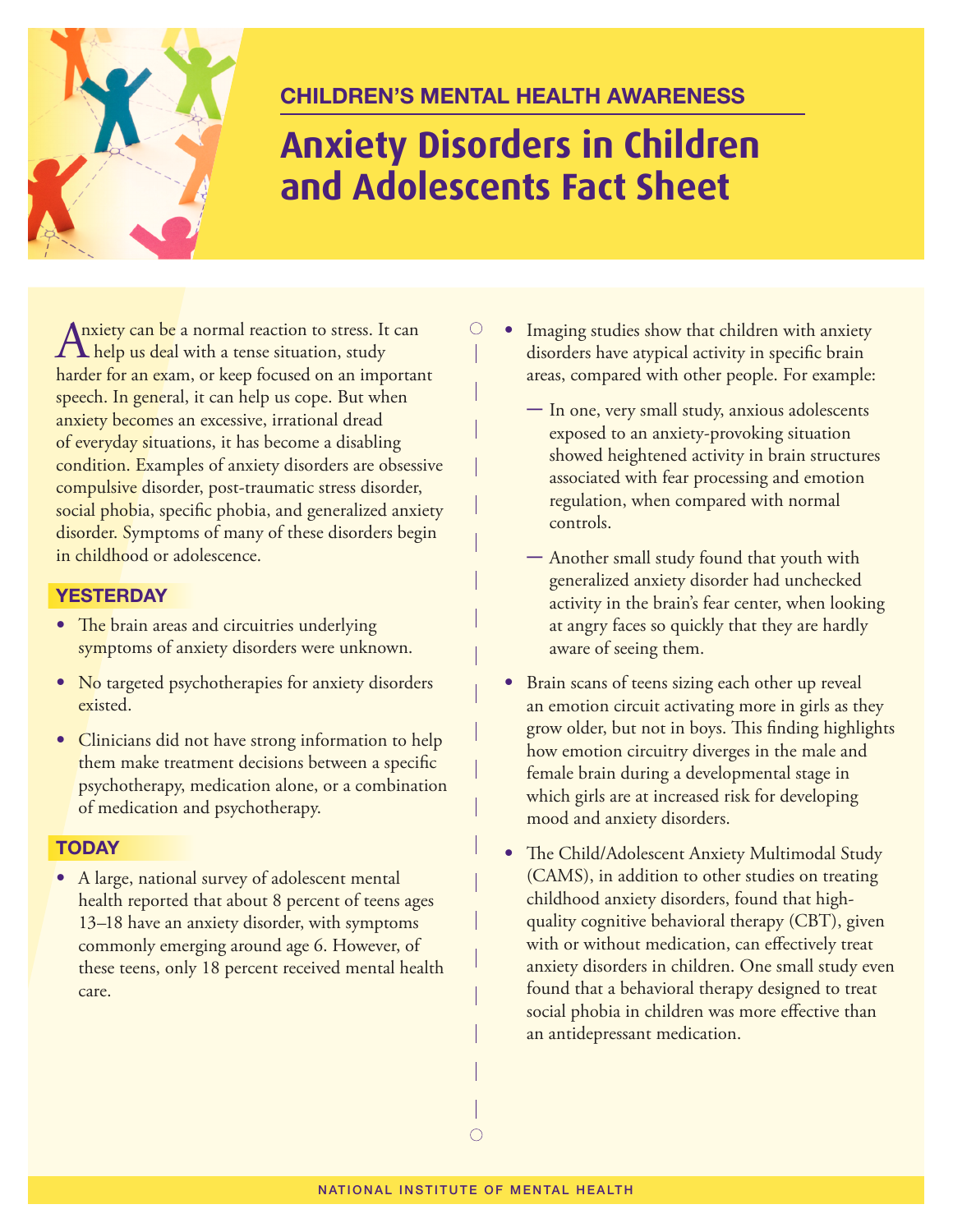CHILDREN'S MENTAL HEALTH AWARENESS

# Anxiety Disorders in Children and Adolescents Fact Sheet

Anxiety can be a normal reaction to stress. It can help us deal with a tense situation, study harder for an exam, or keep focused on an important speech. In general, it can help us cope. But when anxiety becomes an excessive, irrational dread of everyday situations, it has become a disabling condition. Examples of anxiety disorders are obsessive compulsive disorder, post-traumatic stress disorder, social phobia, specific phobia, and generalized anxiety disorder. Symptoms of many of these disorders begin in childhood or adolescence.

## YESTERDAY

- The brain areas and circuitries underlying symptoms of anxiety disorders were unknown.
- No targeted psychotherapies for anxiety disorders existed.
- Clinicians did not have strong information to help them make treatment decisions between a specific psychotherapy, medication alone, or a combination of medication and psychotherapy.

## TODAY

- A large, national survey of adolescent mental health reported that about 8 percent of teens ages 13–18 have an anxiety disorder, with symptoms commonly emerging around age 6. However, of these teens, only 18 percent received mental health care.
- Imaging studies show that children with anxiety disorders have atypical activity in specific brain areas, compared with other people. For example:
  - In one, very small study, anxious adolescents exposed to an anxiety-provoking situation showed heightened activity in brain structures associated with fear processing and emotion regulation, when compared with normal controls.
  - Another small study found that youth with generalized anxiety disorder had unchecked activity in the brain's fear center, when looking at angry faces so quickly that they are hardly aware of seeing them.
- Brain scans of teens sizing each other up reveal an emotion circuit activating more in girls as they grow older, but not in boys. This finding highlights how emotion circuitry diverges in the male and female brain during a developmental stage in which girls are at increased risk for developing mood and anxiety disorders.
- The Child/Adolescent Anxiety Multimodal Study (CAMS), in addition to other studies on treating childhood anxiety disorders, found that high-quality cognitive behavioral therapy (CBT), given with or without medication, can effectively treat anxiety disorders in children. One small study even found that a behavioral therapy designed to treat social phobia in children was more effective than an antidepressant medication.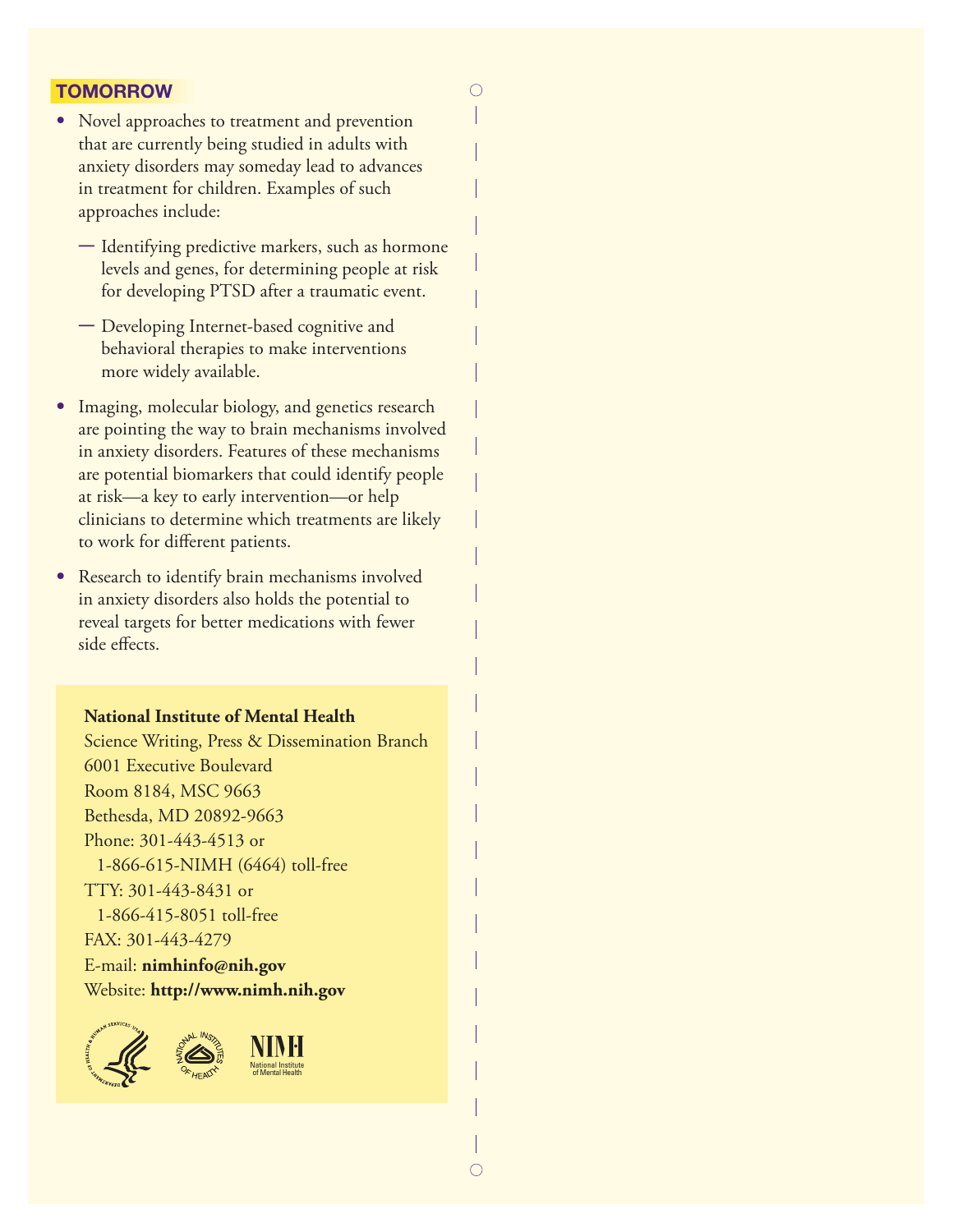## TOMORROW

- Novel approaches to treatment and prevention that are currently being studied in adults with anxiety disorders may someday lead to advances in treatment for children. Examples of such approaches include:
  - Identifying predictive markers, such as hormone levels and genes, for determining people at risk for developing PTSD after a traumatic event.
  - Developing Internet-based cognitive and behavioral therapies to make interventions more widely available.
- Imaging, molecular biology, and genetics research are pointing the way to brain mechanisms involved in anxiety disorders. Features of these mechanisms are potential biomarkers that could identify people at risk—a key to early intervention—or help clinicians to determine which treatments are likely to work for different patients.
- Research to identify brain mechanisms involved in anxiety disorders also holds the potential to reveal targets for better medications with fewer side effects.

**National Institute of Mental Health**
Science Writing, Press & Dissemination Branch
6001 Executive Boulevard
Room 8184, MSC 9663
Bethesda, MD 20892-9663
Phone: 301-443-4513 or
1-866-615-NIMH (6464) toll-free
TTY: 301-443-8431 or
1-866-415-8051 toll-free
FAX: 301-443-4279
E-mail: **nimhinfo@nih.gov**
Website: **http://www.nimh.nih.gov**

NIMH
National Institute of Mental Health